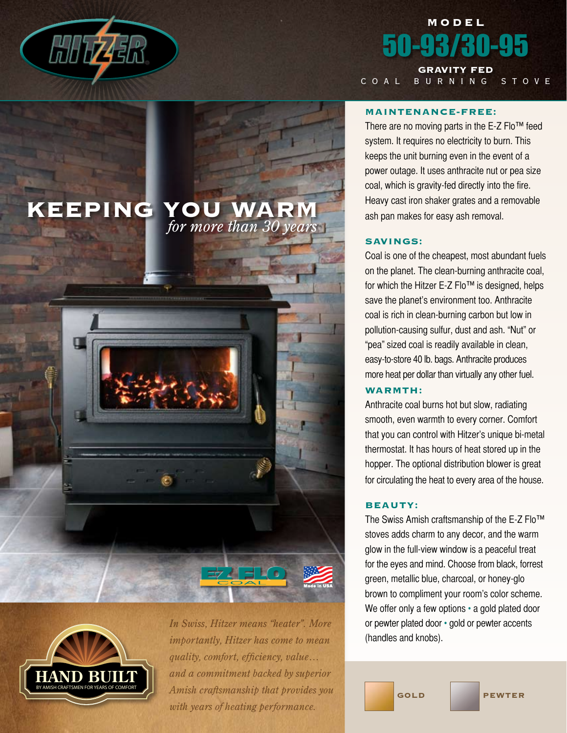# MODEL 50-93/30-95

## GRAVITY FED COAL BURNING STOVE

## KEEPING YOU WARM *for more than 30 years*

EZ FLO COAL

Made in USA

HAND BUILT
BY AMISH CRAFTSMEN FOR YEARS OF COMFORT

*In Swiss, Hitzer means "heater". More importantly, Hitzer has come to mean quality, comfort, efficiency, value… and a commitment backed by superior Amish craftsmanship that provides you with years of heating performance.*

### MAINTENANCE-FREE:

There are no moving parts in the E-Z Flo™ feed system. It requires no electricity to burn. This keeps the unit burning even in the event of a power outage. It uses anthracite nut or pea size coal, which is gravity-fed directly into the fire. Heavy cast iron shaker grates and a removable ash pan makes for easy ash removal.

### SAVINGS:

Coal is one of the cheapest, most abundant fuels on the planet. The clean-burning anthracite coal, for which the Hitzer E-Z Flo™ is designed, helps save the planet's environment too. Anthracite coal is rich in clean-burning carbon but low in pollution-causing sulfur, dust and ash. "Nut" or "pea" sized coal is readily available in clean, easy-to-store 40 lb. bags. Anthracite produces more heat per dollar than virtually any other fuel.

### WARMTH:

Anthracite coal burns hot but slow, radiating smooth, even warmth to every corner. Comfort that you can control with Hitzer's unique bi-metal thermostat. It has hours of heat stored up in the hopper. The optional distribution blower is great for circulating the heat to every area of the house.

### BEAUTY:

The Swiss Amish craftsmanship of the E-Z Flo™ stoves adds charm to any decor, and the warm glow in the full-view window is a peaceful treat for the eyes and mind. Choose from black, forrest green, metallic blue, charcoal, or honey-glo brown to compliment your room's color scheme. We offer only a few options • a gold plated door or pewter plated door • gold or pewter accents (handles and knobs).

GOLD PEWTER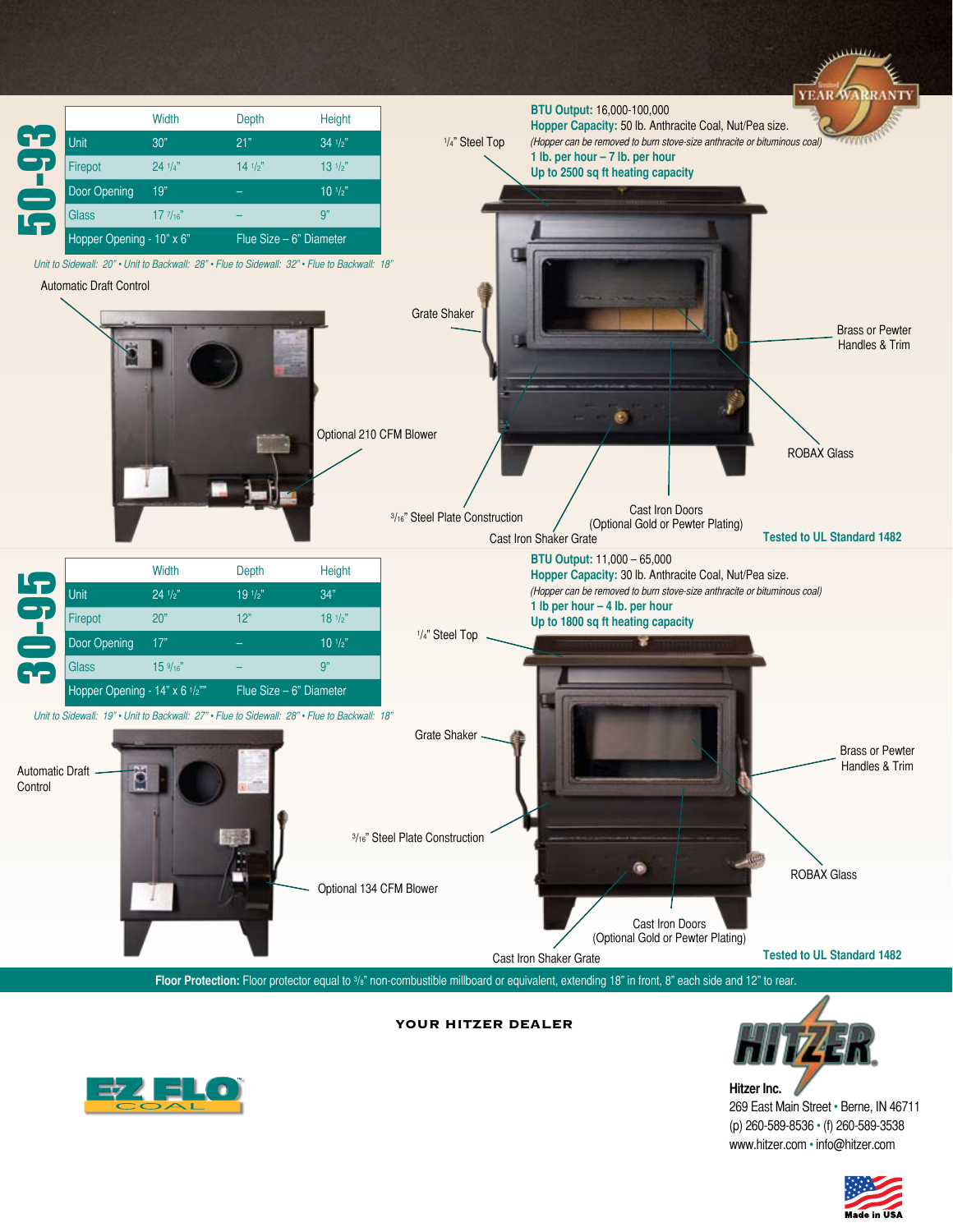# 50-93

| | Width | Depth | Height |
|---|---|---|---|
| Unit | 30" | 21" | 34 1/2" |
| Firepot | 24 1/4" | 14 1/2" | 13 1/2" |
| Door Opening | 19" | – | 10 1/2" |
| Glass | 17 7/16" | – | 9" |
| Hopper Opening - 10" x 6" | | Flue Size – 6" Diameter | |

*Unit to Sidewall: 20" • Unit to Backwall: 28" • Flue to Sidewall: 32" • Flue to Backwall: 18"*

**BTU Output:** 16,000-100,000
**Hopper Capacity:** 50 lb. Anthracite Coal, Nut/Pea size.
*(Hopper can be removed to burn stove-size anthracite or bituminous coal)*
**1 lb. per hour – 7 lb. per hour**
**Up to 2500 sq ft heating capacity**

Limited 5 Year Warranty

Automatic Draft Control
1/4" Steel Top
Grate Shaker
Brass or Pewter Handles & Trim
Optional 210 CFM Blower
ROBAX Glass
3/16" Steel Plate Construction
Cast Iron Doors (Optional Gold or Pewter Plating)
Cast Iron Shaker Grate

**Tested to UL Standard 1482**

# 30-95

| | Width | Depth | Height |
|---|---|---|---|
| Unit | 24 1/2" | 19 1/2" | 34" |
| Firepot | 20" | 12" | 18 1/2" |
| Door Opening | 17" | – | 10 1/2" |
| Glass | 15 9/16" | – | 9" |
| Hopper Opening - 14" x 6 1/2" | | Flue Size – 6" Diameter | |

*Unit to Sidewall: 19" • Unit to Backwall: 27" • Flue to Sidewall: 28" • Flue to Backwall: 18"*

**BTU Output:** 11,000 – 65,000
**Hopper Capacity:** 30 lb. Anthracite Coal, Nut/Pea size.
*(Hopper can be removed to burn stove-size anthracite or bituminous coal)*
**1 lb per hour – 4 lb. per hour**
**Up to 1800 sq ft heating capacity**

1/4" Steel Top
Grate Shaker
Automatic Draft Control
Brass or Pewter Handles & Trim
3/16" Steel Plate Construction
ROBAX Glass
Optional 134 CFM Blower
Cast Iron Doors (Optional Gold or Pewter Plating)
Cast Iron Shaker Grate

**Tested to UL Standard 1482**

**Floor Protection:** Floor protector equal to 3/8" non-combustible millboard or equivalent, extending 18" in front, 8" each side and 12" to rear.

**YOUR HITZER DEALER**

EZ FLO COAL

HITZER

**Hitzer Inc.**
269 East Main Street • Berne, IN 46711
(p) 260-589-8536 • (f) 260-589-3538
www.hitzer.com • info@hitzer.com

Made in USA